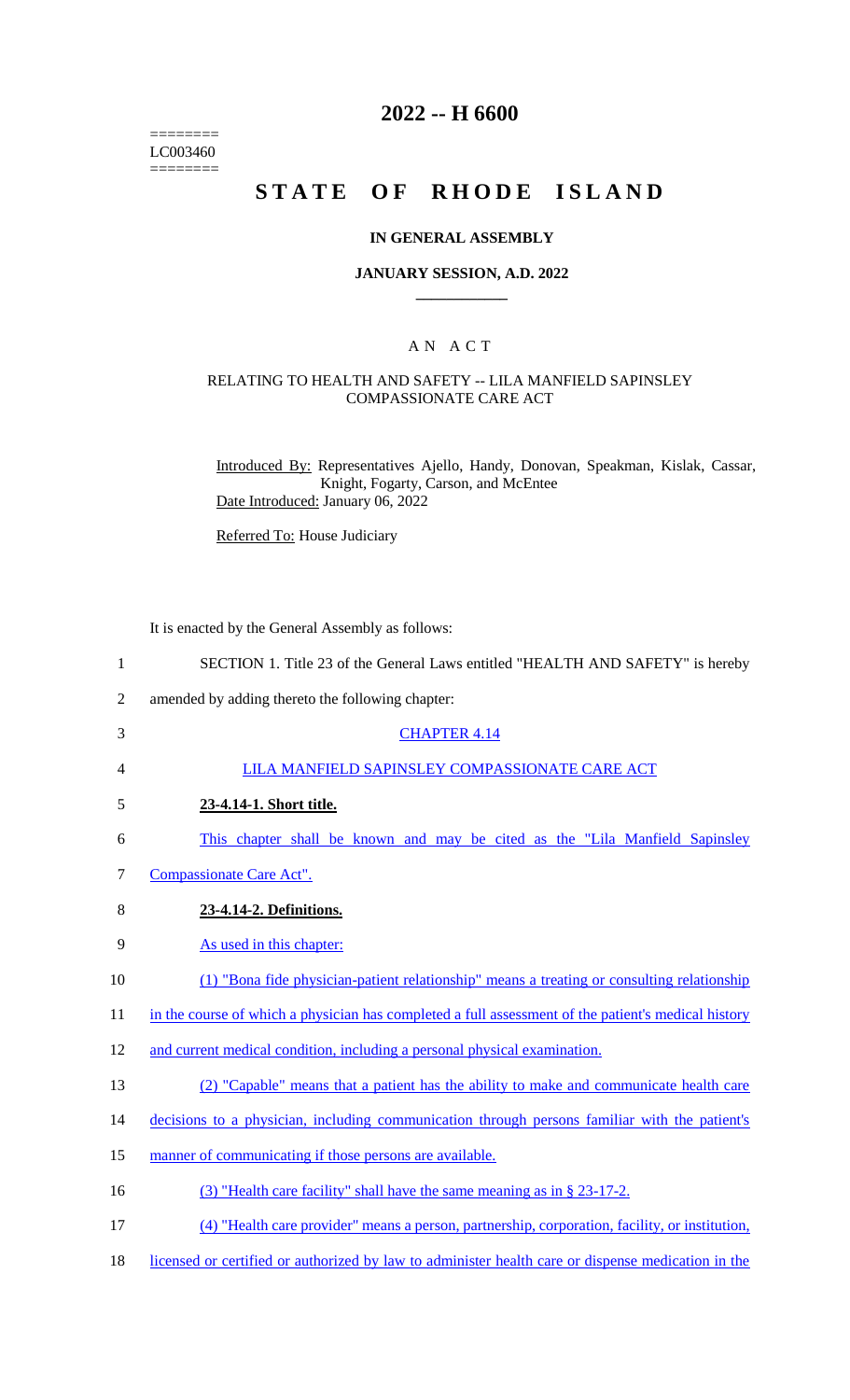========
LC003460
========

# 2022 -- H 6600

# STATE OF RHODE ISLAND

## IN GENERAL ASSEMBLY

### JANUARY SESSION, A.D. 2022

### A N A C T

#### RELATING TO HEALTH AND SAFETY -- LILA MANFIELD SAPINSLEY COMPASSIONATE CARE ACT

Introduced By: Representatives Ajello, Handy, Donovan, Speakman, Kislak, Cassar, Knight, Fogarty, Carson, and McEntee
Date Introduced: January 06, 2022

Referred To: House Judiciary

It is enacted by the General Assembly as follows:

1 SECTION 1. Title 23 of the General Laws entitled "HEALTH AND SAFETY" is hereby
2 amended by adding thereto the following chapter:
3 CHAPTER 4.14
4 LILA MANFIELD SAPINSLEY COMPASSIONATE CARE ACT
5 **23-4.14-1. Short title.**
6 This chapter shall be known and may be cited as the "Lila Manfield Sapinsley
7 Compassionate Care Act".
8 **23-4.14-2. Definitions.**
9 As used in this chapter:
10 (1) "Bona fide physician-patient relationship" means a treating or consulting relationship
11 in the course of which a physician has completed a full assessment of the patient's medical history
12 and current medical condition, including a personal physical examination.
13 (2) "Capable" means that a patient has the ability to make and communicate health care
14 decisions to a physician, including communication through persons familiar with the patient's
15 manner of communicating if those persons are available.
16 (3) "Health care facility" shall have the same meaning as in § 23-17-2.
17 (4) "Health care provider" means a person, partnership, corporation, facility, or institution,
18 licensed or certified or authorized by law to administer health care or dispense medication in the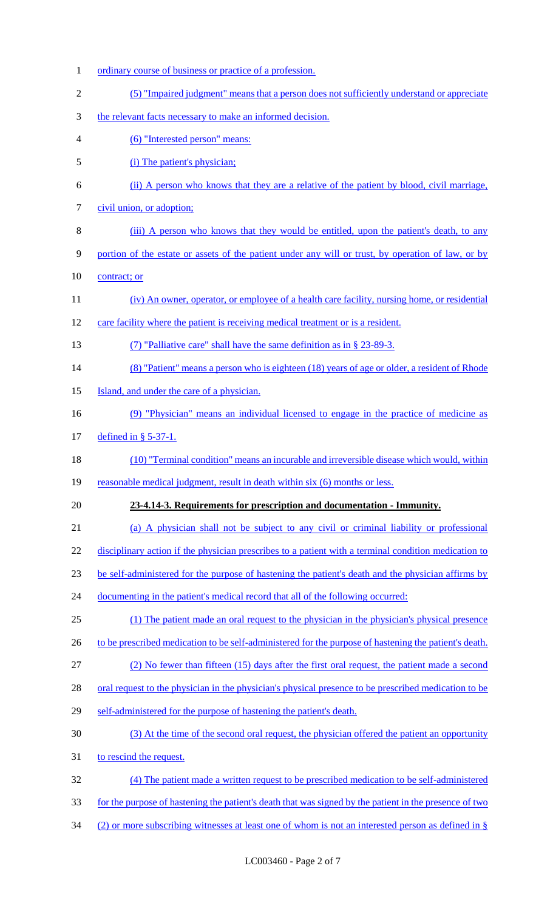ordinary course of business or practice of a profession.

(5) "Impaired judgment" means that a person does not sufficiently understand or appreciate the relevant facts necessary to make an informed decision.

(6) "Interested person" means:

(i) The patient's physician;

(ii) A person who knows that they are a relative of the patient by blood, civil marriage, civil union, or adoption;

(iii) A person who knows that they would be entitled, upon the patient's death, to any portion of the estate or assets of the patient under any will or trust, by operation of law, or by contract; or

(iv) An owner, operator, or employee of a health care facility, nursing home, or residential care facility where the patient is receiving medical treatment or is a resident.

(7) "Palliative care" shall have the same definition as in § 23-89-3.

(8) "Patient" means a person who is eighteen (18) years of age or older, a resident of Rhode Island, and under the care of a physician.

(9) "Physician" means an individual licensed to engage in the practice of medicine as defined in § 5-37-1.

(10) "Terminal condition" means an incurable and irreversible disease which would, within reasonable medical judgment, result in death within six (6) months or less.

**23-4.14-3. Requirements for prescription and documentation - Immunity.**

(a) A physician shall not be subject to any civil or criminal liability or professional disciplinary action if the physician prescribes to a patient with a terminal condition medication to be self-administered for the purpose of hastening the patient's death and the physician affirms by documenting in the patient's medical record that all of the following occurred:

(1) The patient made an oral request to the physician in the physician's physical presence to be prescribed medication to be self-administered for the purpose of hastening the patient's death.

(2) No fewer than fifteen (15) days after the first oral request, the patient made a second oral request to the physician in the physician's physical presence to be prescribed medication to be self-administered for the purpose of hastening the patient's death.

(3) At the time of the second oral request, the physician offered the patient an opportunity to rescind the request.

(4) The patient made a written request to be prescribed medication to be self-administered for the purpose of hastening the patient's death that was signed by the patient in the presence of two (2) or more subscribing witnesses at least one of whom is not an interested person as defined in §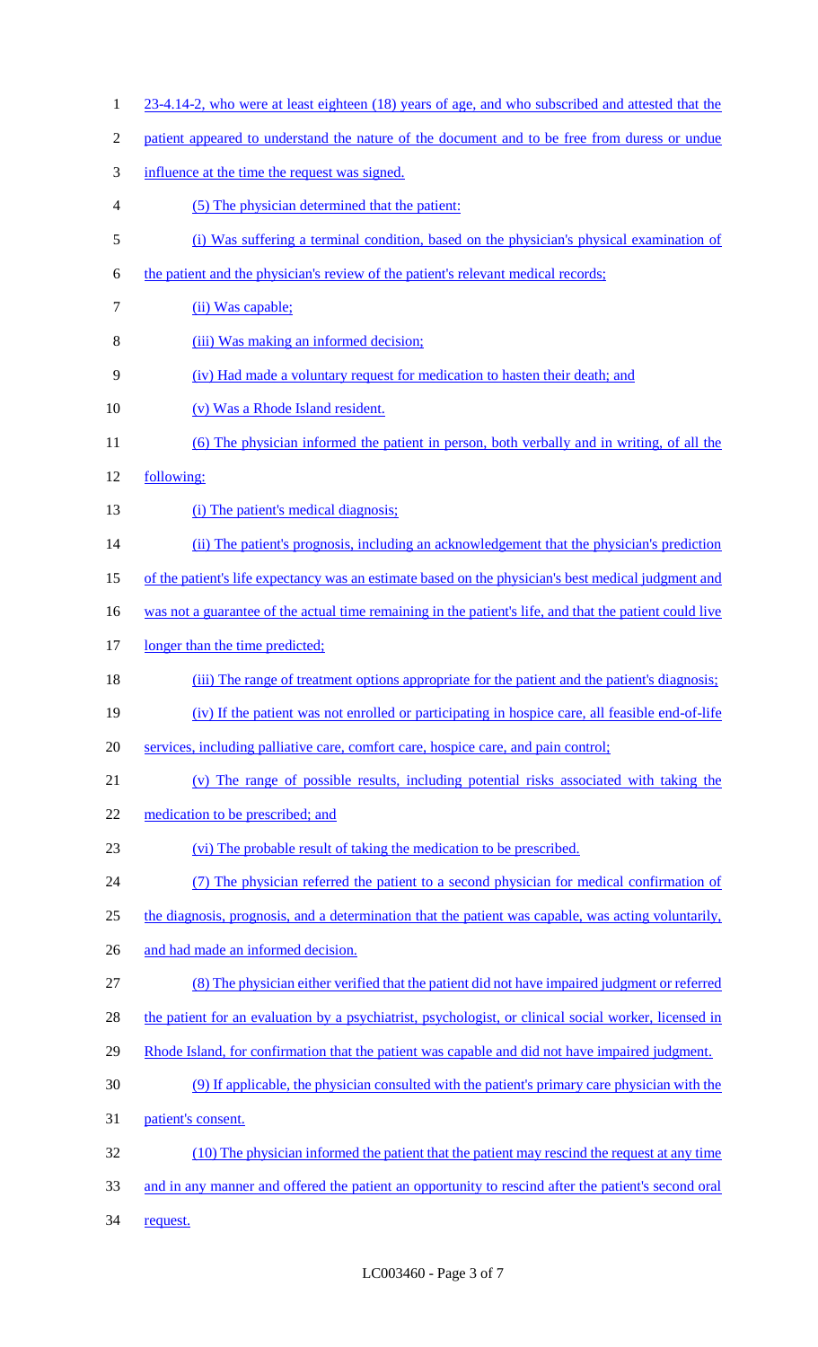23-4.14-2, who were at least eighteen (18) years of age, and who subscribed and attested that the patient appeared to understand the nature of the document and to be free from duress or undue influence at the time the request was signed.

(5) The physician determined that the patient:

(i) Was suffering a terminal condition, based on the physician's physical examination of the patient and the physician's review of the patient's relevant medical records;

(ii) Was capable;

(iii) Was making an informed decision;

(iv) Had made a voluntary request for medication to hasten their death; and

(v) Was a Rhode Island resident.

(6) The physician informed the patient in person, both verbally and in writing, of all the following:

(i) The patient's medical diagnosis;

(ii) The patient's prognosis, including an acknowledgement that the physician's prediction of the patient's life expectancy was an estimate based on the physician's best medical judgment and was not a guarantee of the actual time remaining in the patient's life, and that the patient could live longer than the time predicted;

(iii) The range of treatment options appropriate for the patient and the patient's diagnosis;

(iv) If the patient was not enrolled or participating in hospice care, all feasible end-of-life services, including palliative care, comfort care, hospice care, and pain control;

(v) The range of possible results, including potential risks associated with taking the medication to be prescribed; and

(vi) The probable result of taking the medication to be prescribed.

(7) The physician referred the patient to a second physician for medical confirmation of the diagnosis, prognosis, and a determination that the patient was capable, was acting voluntarily, and had made an informed decision.

(8) The physician either verified that the patient did not have impaired judgment or referred the patient for an evaluation by a psychiatrist, psychologist, or clinical social worker, licensed in Rhode Island, for confirmation that the patient was capable and did not have impaired judgment.

(9) If applicable, the physician consulted with the patient's primary care physician with the patient's consent.

(10) The physician informed the patient that the patient may rescind the request at any time and in any manner and offered the patient an opportunity to rescind after the patient's second oral request.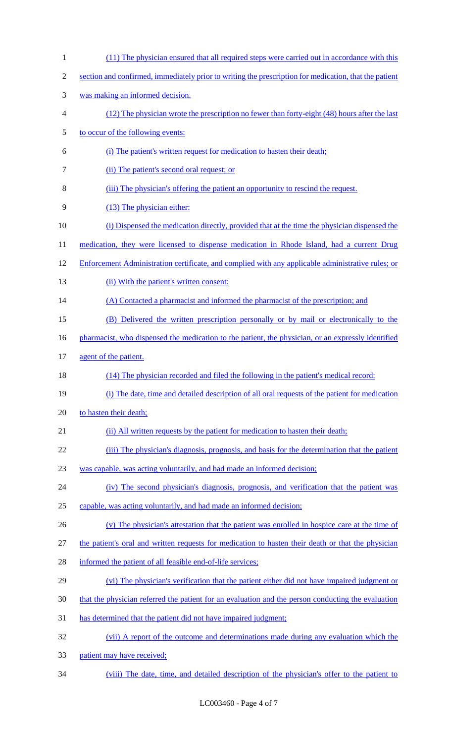(11) The physician ensured that all required steps were carried out in accordance with this section and confirmed, immediately prior to writing the prescription for medication, that the patient was making an informed decision.

(12) The physician wrote the prescription no fewer than forty-eight (48) hours after the last to occur of the following events:

(i) The patient's written request for medication to hasten their death;

(ii) The patient's second oral request; or

(iii) The physician's offering the patient an opportunity to rescind the request.

(13) The physician either:

(i) Dispensed the medication directly, provided that at the time the physician dispensed the medication, they were licensed to dispense medication in Rhode Island, had a current Drug Enforcement Administration certificate, and complied with any applicable administrative rules; or

(ii) With the patient's written consent:

(A) Contacted a pharmacist and informed the pharmacist of the prescription; and

(B) Delivered the written prescription personally or by mail or electronically to the pharmacist, who dispensed the medication to the patient, the physician, or an expressly identified agent of the patient.

(14) The physician recorded and filed the following in the patient's medical record:

(i) The date, time and detailed description of all oral requests of the patient for medication to hasten their death;

(ii) All written requests by the patient for medication to hasten their death;

(iii) The physician's diagnosis, prognosis, and basis for the determination that the patient was capable, was acting voluntarily, and had made an informed decision;

(iv) The second physician's diagnosis, prognosis, and verification that the patient was capable, was acting voluntarily, and had made an informed decision;

(v) The physician's attestation that the patient was enrolled in hospice care at the time of the patient's oral and written requests for medication to hasten their death or that the physician informed the patient of all feasible end-of-life services;

(vi) The physician's verification that the patient either did not have impaired judgment or that the physician referred the patient for an evaluation and the person conducting the evaluation has determined that the patient did not have impaired judgment;

(vii) A report of the outcome and determinations made during any evaluation which the patient may have received;

(viii) The date, time, and detailed description of the physician's offer to the patient to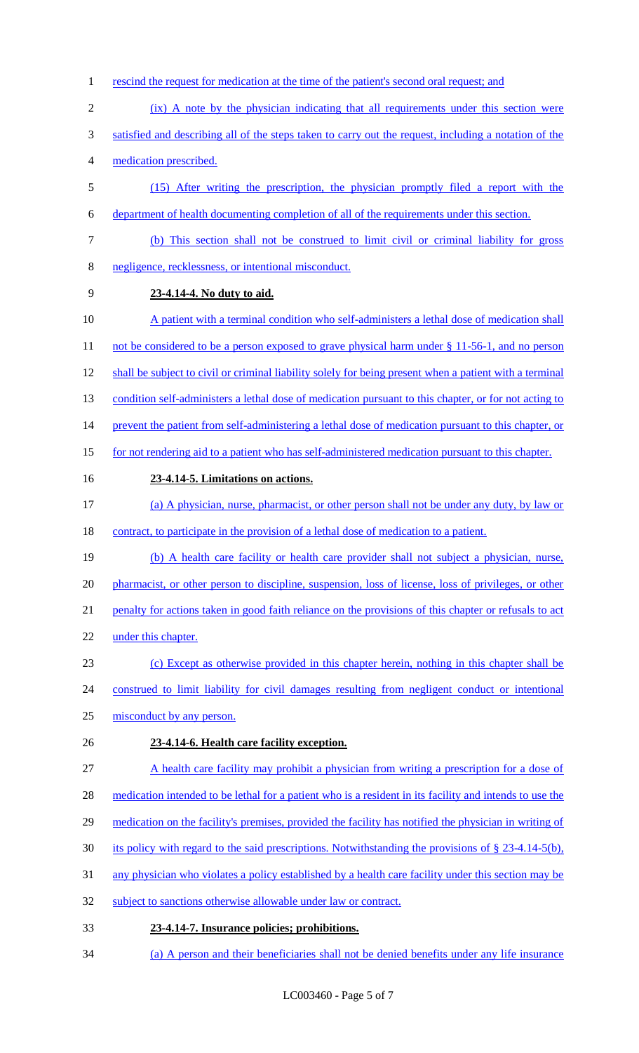rescind the request for medication at the time of the patient's second oral request; and

(ix) A note by the physician indicating that all requirements under this section were satisfied and describing all of the steps taken to carry out the request, including a notation of the medication prescribed.

(15) After writing the prescription, the physician promptly filed a report with the department of health documenting completion of all of the requirements under this section.

(b) This section shall not be construed to limit civil or criminal liability for gross negligence, recklessness, or intentional misconduct.

**23-4.14-4. No duty to aid.**

A patient with a terminal condition who self-administers a lethal dose of medication shall not be considered to be a person exposed to grave physical harm under § 11-56-1, and no person shall be subject to civil or criminal liability solely for being present when a patient with a terminal condition self-administers a lethal dose of medication pursuant to this chapter, or for not acting to prevent the patient from self-administering a lethal dose of medication pursuant to this chapter, or for not rendering aid to a patient who has self-administered medication pursuant to this chapter.

**23-4.14-5. Limitations on actions.**

(a) A physician, nurse, pharmacist, or other person shall not be under any duty, by law or contract, to participate in the provision of a lethal dose of medication to a patient.

(b) A health care facility or health care provider shall not subject a physician, nurse, pharmacist, or other person to discipline, suspension, loss of license, loss of privileges, or other penalty for actions taken in good faith reliance on the provisions of this chapter or refusals to act under this chapter.

(c) Except as otherwise provided in this chapter herein, nothing in this chapter shall be construed to limit liability for civil damages resulting from negligent conduct or intentional misconduct by any person.

**23-4.14-6. Health care facility exception.**

A health care facility may prohibit a physician from writing a prescription for a dose of medication intended to be lethal for a patient who is a resident in its facility and intends to use the medication on the facility's premises, provided the facility has notified the physician in writing of its policy with regard to the said prescriptions. Notwithstanding the provisions of § 23-4.14-5(b), any physician who violates a policy established by a health care facility under this section may be subject to sanctions otherwise allowable under law or contract.

**23-4.14-7. Insurance policies; prohibitions.**

(a) A person and their beneficiaries shall not be denied benefits under any life insurance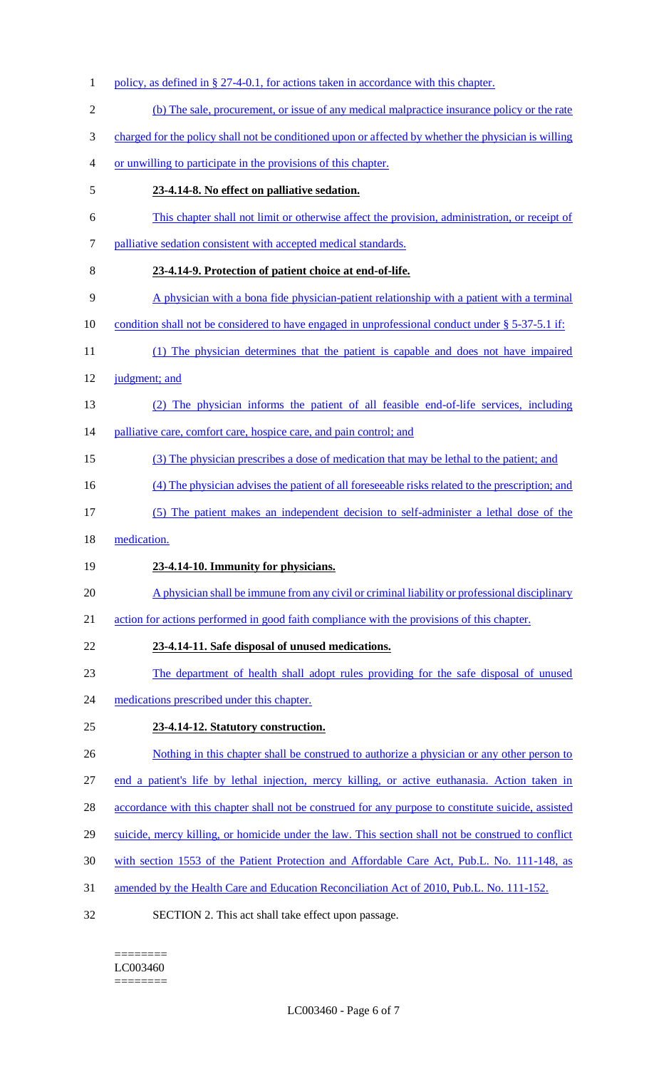policy, as defined in § 27-4-0.1, for actions taken in accordance with this chapter.

(b) The sale, procurement, or issue of any medical malpractice insurance policy or the rate charged for the policy shall not be conditioned upon or affected by whether the physician is willing or unwilling to participate in the provisions of this chapter.

**23-4.14-8. No effect on palliative sedation.**

This chapter shall not limit or otherwise affect the provision, administration, or receipt of palliative sedation consistent with accepted medical standards.

**23-4.14-9. Protection of patient choice at end-of-life.**

A physician with a bona fide physician-patient relationship with a patient with a terminal condition shall not be considered to have engaged in unprofessional conduct under § 5-37-5.1 if:

(1) The physician determines that the patient is capable and does not have impaired judgment; and

(2) The physician informs the patient of all feasible end-of-life services, including palliative care, comfort care, hospice care, and pain control; and

(3) The physician prescribes a dose of medication that may be lethal to the patient; and

(4) The physician advises the patient of all foreseeable risks related to the prescription; and

(5) The patient makes an independent decision to self-administer a lethal dose of the medication.

**23-4.14-10. Immunity for physicians.**

A physician shall be immune from any civil or criminal liability or professional disciplinary action for actions performed in good faith compliance with the provisions of this chapter.

**23-4.14-11. Safe disposal of unused medications.**

The department of health shall adopt rules providing for the safe disposal of unused medications prescribed under this chapter.

**23-4.14-12. Statutory construction.**

Nothing in this chapter shall be construed to authorize a physician or any other person to end a patient's life by lethal injection, mercy killing, or active euthanasia. Action taken in accordance with this chapter shall not be construed for any purpose to constitute suicide, assisted suicide, mercy killing, or homicide under the law. This section shall not be construed to conflict with section 1553 of the Patient Protection and Affordable Care Act, Pub.L. No. 111-148, as amended by the Health Care and Education Reconciliation Act of 2010, Pub.L. No. 111-152.

SECTION 2. This act shall take effect upon passage.

========
LC003460
========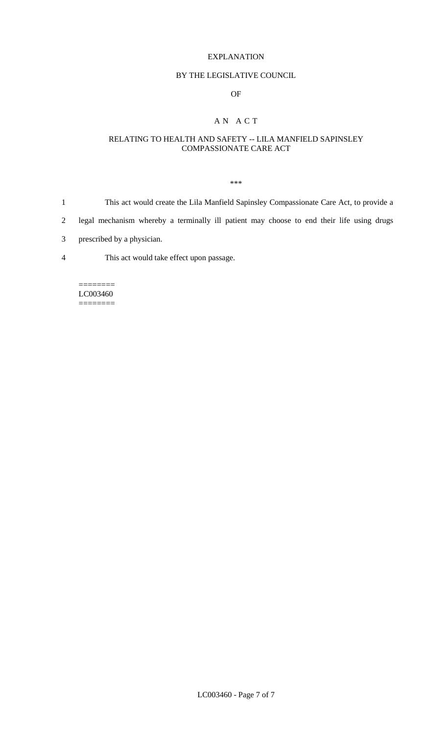EXPLANATION

BY THE LEGISLATIVE COUNCIL

OF

A N A C T

RELATING TO HEALTH AND SAFETY -- LILA MANFIELD SAPINSLEY COMPASSIONATE CARE ACT

\*\*\*

1 This act would create the Lila Manfield Sapinsley Compassionate Care Act, to provide a
2 legal mechanism whereby a terminally ill patient may choose to end their life using drugs
3 prescribed by a physician.
4 This act would take effect upon passage.

========
LC003460
========